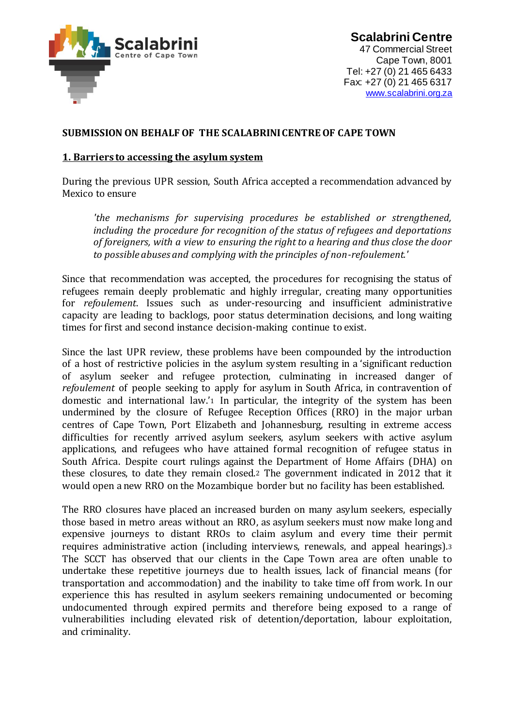**Scalabrini**
Centre of Cape Town

**Scalabrini Centre**
47 Commercial Street
Cape Town, 8001
Tel: +27 (0) 21 465 6433
Fax: +27 (0) 21 465 6317
www.scalabrini.org.za

## SUBMISSION ON BEHALF OF THE SCALABRINI CENTRE OF CAPE TOWN

### 1. Barriers to accessing the asylum system

During the previous UPR session, South Africa accepted a recommendation advanced by Mexico to ensure

> *'the mechanisms for supervising procedures be established or strengthened, including the procedure for recognition of the status of refugees and deportations of foreigners, with a view to ensuring the right to a hearing and thus close the door to possible abuses and complying with the principles of non-refoulement.'*

Since that recommendation was accepted, the procedures for recognising the status of refugees remain deeply problematic and highly irregular, creating many opportunities for *refoulement*. Issues such as under-resourcing and insufficient administrative capacity are leading to backlogs, poor status determination decisions, and long waiting times for first and second instance decision-making continue to exist.

Since the last UPR review, these problems have been compounded by the introduction of a host of restrictive policies in the asylum system resulting in a 'significant reduction of asylum seeker and refugee protection, culminating in increased danger of *refoulement* of people seeking to apply for asylum in South Africa, in contravention of domestic and international law.'[1] In particular, the integrity of the system has been undermined by the closure of Refugee Reception Offices (RRO) in the major urban centres of Cape Town, Port Elizabeth and Johannesburg, resulting in extreme access difficulties for recently arrived asylum seekers, asylum seekers with active asylum applications, and refugees who have attained formal recognition of refugee status in South Africa. Despite court rulings against the Department of Home Affairs (DHA) on these closures, to date they remain closed.[2] The government indicated in 2012 that it would open a new RRO on the Mozambique border but no facility has been established.

The RRO closures have placed an increased burden on many asylum seekers, especially those based in metro areas without an RRO, as asylum seekers must now make long and expensive journeys to distant RROs to claim asylum and every time their permit requires administrative action (including interviews, renewals, and appeal hearings).[3] The SCCT has observed that our clients in the Cape Town area are often unable to undertake these repetitive journeys due to health issues, lack of financial means (for transportation and accommodation) and the inability to take time off from work. In our experience this has resulted in asylum seekers remaining undocumented or becoming undocumented through expired permits and therefore being exposed to a range of vulnerabilities including elevated risk of detention/deportation, labour exploitation, and criminality.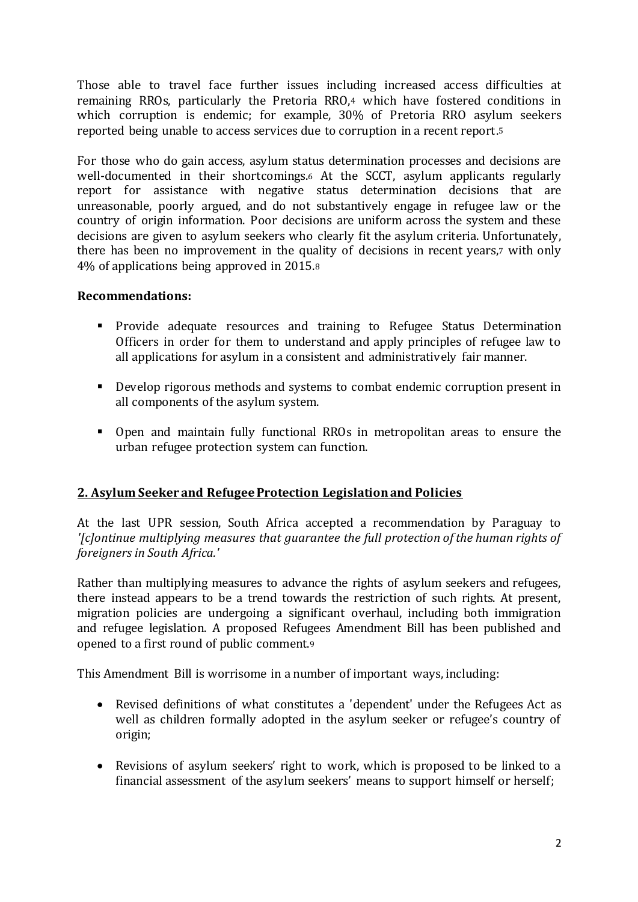Those able to travel face further issues including increased access difficulties at remaining RROs, particularly the Pretoria RRO,[4] which have fostered conditions in which corruption is endemic; for example, 30% of Pretoria RRO asylum seekers reported being unable to access services due to corruption in a recent report.[5]

For those who do gain access, asylum status determination processes and decisions are well-documented in their shortcomings.[6] At the SCCT, asylum applicants regularly report for assistance with negative status determination decisions that are unreasonable, poorly argued, and do not substantively engage in refugee law or the country of origin information. Poor decisions are uniform across the system and these decisions are given to asylum seekers who clearly fit the asylum criteria. Unfortunately, there has been no improvement in the quality of decisions in recent years,[7] with only 4% of applications being approved in 2015.[8]

**Recommendations:**

- Provide adequate resources and training to Refugee Status Determination Officers in order for them to understand and apply principles of refugee law to all applications for asylum in a consistent and administratively fair manner.
- Develop rigorous methods and systems to combat endemic corruption present in all components of the asylum system.
- Open and maintain fully functional RROs in metropolitan areas to ensure the urban refugee protection system can function.

## 2. Asylum Seeker and Refugee Protection Legislation and Policies

At the last UPR session, South Africa accepted a recommendation by Paraguay to *'[c]ontinue multiplying measures that guarantee the full protection of the human rights of foreigners in South Africa.'*

Rather than multiplying measures to advance the rights of asylum seekers and refugees, there instead appears to be a trend towards the restriction of such rights. At present, migration policies are undergoing a significant overhaul, including both immigration and refugee legislation. A proposed Refugees Amendment Bill has been published and opened to a first round of public comment.[9]

This Amendment Bill is worrisome in a number of important ways, including:

- Revised definitions of what constitutes a 'dependent' under the Refugees Act as well as children formally adopted in the asylum seeker or refugee's country of origin;
- Revisions of asylum seekers' right to work, which is proposed to be linked to a financial assessment of the asylum seekers' means to support himself or herself;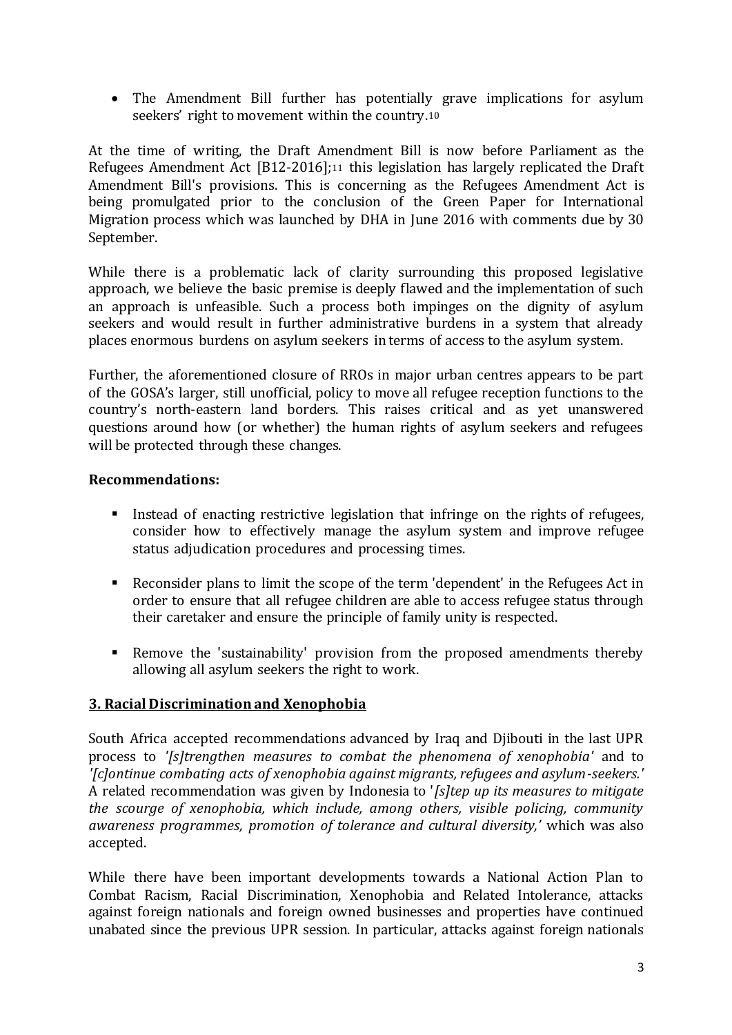- The Amendment Bill further has potentially grave implications for asylum seekers' right to movement within the country.[10]

At the time of writing, the Draft Amendment Bill is now before Parliament as the Refugees Amendment Act [B12-2016];[11] this legislation has largely replicated the Draft Amendment Bill's provisions. This is concerning as the Refugees Amendment Act is being promulgated prior to the conclusion of the Green Paper for International Migration process which was launched by DHA in June 2016 with comments due by 30 September.

While there is a problematic lack of clarity surrounding this proposed legislative approach, we believe the basic premise is deeply flawed and the implementation of such an approach is unfeasible. Such a process both impinges on the dignity of asylum seekers and would result in further administrative burdens in a system that already places enormous burdens on asylum seekers in terms of access to the asylum system.

Further, the aforementioned closure of RROs in major urban centres appears to be part of the GOSA's larger, still unofficial, policy to move all refugee reception functions to the country's north-eastern land borders. This raises critical and as yet unanswered questions around how (or whether) the human rights of asylum seekers and refugees will be protected through these changes.

**Recommendations:**

- Instead of enacting restrictive legislation that infringe on the rights of refugees, consider how to effectively manage the asylum system and improve refugee status adjudication procedures and processing times.
- Reconsider plans to limit the scope of the term 'dependent' in the Refugees Act in order to ensure that all refugee children are able to access refugee status through their caretaker and ensure the principle of family unity is respected.
- Remove the 'sustainability' provision from the proposed amendments thereby allowing all asylum seekers the right to work.

## 3. Racial Discrimination and Xenophobia

South Africa accepted recommendations advanced by Iraq and Djibouti in the last UPR process to *'[s]trengthen measures to combat the phenomena of xenophobia'* and to *'[c]ontinue combating acts of xenophobia against migrants, refugees and asylum-seekers.'* A related recommendation was given by Indonesia to '*[s]tep up its measures to mitigate the scourge of xenophobia, which include, among others, visible policing, community awareness programmes, promotion of tolerance and cultural diversity,'* which was also accepted.

While there have been important developments towards a National Action Plan to Combat Racism, Racial Discrimination, Xenophobia and Related Intolerance, attacks against foreign nationals and foreign owned businesses and properties have continued unabated since the previous UPR session. In particular, attacks against foreign nationals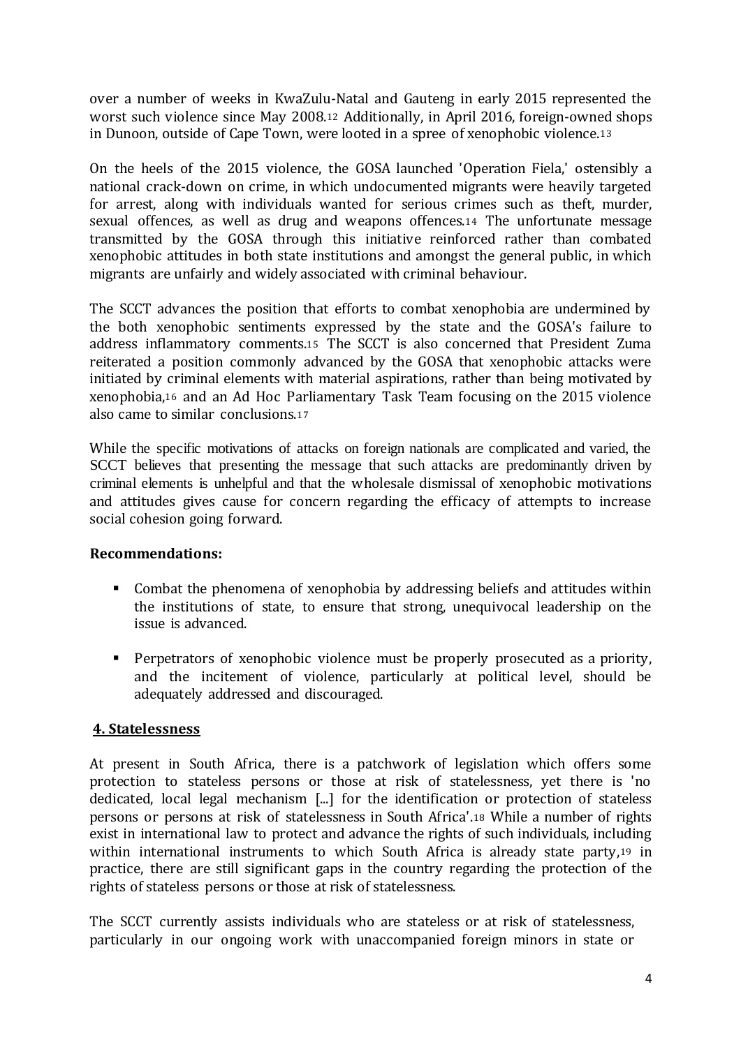over a number of weeks in KwaZulu-Natal and Gauteng in early 2015 represented the worst such violence since May 2008.[12] Additionally, in April 2016, foreign-owned shops in Dunoon, outside of Cape Town, were looted in a spree of xenophobic violence.[13]

On the heels of the 2015 violence, the GOSA launched 'Operation Fiela,' ostensibly a national crack-down on crime, in which undocumented migrants were heavily targeted for arrest, along with individuals wanted for serious crimes such as theft, murder, sexual offences, as well as drug and weapons offences.[14] The unfortunate message transmitted by the GOSA through this initiative reinforced rather than combated xenophobic attitudes in both state institutions and amongst the general public, in which migrants are unfairly and widely associated with criminal behaviour.

The SCCT advances the position that efforts to combat xenophobia are undermined by the both xenophobic sentiments expressed by the state and the GOSA's failure to address inflammatory comments.[15] The SCCT is also concerned that President Zuma reiterated a position commonly advanced by the GOSA that xenophobic attacks were initiated by criminal elements with material aspirations, rather than being motivated by xenophobia,[16] and an Ad Hoc Parliamentary Task Team focusing on the 2015 violence also came to similar conclusions.[17]

While the specific motivations of attacks on foreign nationals are complicated and varied, the SCCT believes that presenting the message that such attacks are predominantly driven by criminal elements is unhelpful and that the wholesale dismissal of xenophobic motivations and attitudes gives cause for concern regarding the efficacy of attempts to increase social cohesion going forward.

**Recommendations:**

- Combat the phenomena of xenophobia by addressing beliefs and attitudes within the institutions of state, to ensure that strong, unequivocal leadership on the issue is advanced.
- Perpetrators of xenophobic violence must be properly prosecuted as a priority, and the incitement of violence, particularly at political level, should be adequately addressed and discouraged.

## 4. Statelessness

At present in South Africa, there is a patchwork of legislation which offers some protection to stateless persons or those at risk of statelessness, yet there is 'no dedicated, local legal mechanism [...] for the identification or protection of stateless persons or persons at risk of statelessness in South Africa'.[18] While a number of rights exist in international law to protect and advance the rights of such individuals, including within international instruments to which South Africa is already state party,[19] in practice, there are still significant gaps in the country regarding the protection of the rights of stateless persons or those at risk of statelessness.

The SCCT currently assists individuals who are stateless or at risk of statelessness, particularly in our ongoing work with unaccompanied foreign minors in state or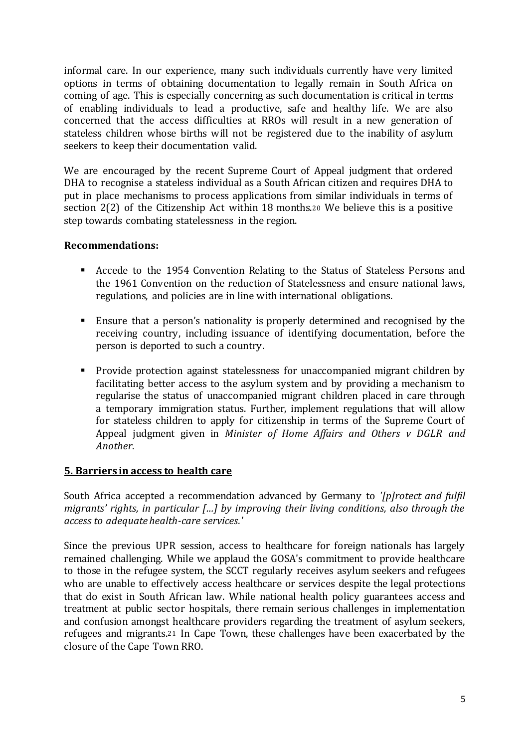informal care. In our experience, many such individuals currently have very limited options in terms of obtaining documentation to legally remain in South Africa on coming of age. This is especially concerning as such documentation is critical in terms of enabling individuals to lead a productive, safe and healthy life. We are also concerned that the access difficulties at RROs will result in a new generation of stateless children whose births will not be registered due to the inability of asylum seekers to keep their documentation valid.

We are encouraged by the recent Supreme Court of Appeal judgment that ordered DHA to recognise a stateless individual as a South African citizen and requires DHA to put in place mechanisms to process applications from similar individuals in terms of section 2(2) of the Citizenship Act within 18 months.[20] We believe this is a positive step towards combating statelessness in the region.

**Recommendations:**

- Accede to the 1954 Convention Relating to the Status of Stateless Persons and the 1961 Convention on the reduction of Statelessness and ensure national laws, regulations, and policies are in line with international obligations.
- Ensure that a person's nationality is properly determined and recognised by the receiving country, including issuance of identifying documentation, before the person is deported to such a country.
- Provide protection against statelessness for unaccompanied migrant children by facilitating better access to the asylum system and by providing a mechanism to regularise the status of unaccompanied migrant children placed in care through a temporary immigration status. Further, implement regulations that will allow for stateless children to apply for citizenship in terms of the Supreme Court of Appeal judgment given in *Minister of Home Affairs and Others v DGLR and Another*.

## 5. Barriers in access to health care

South Africa accepted a recommendation advanced by Germany to '*[p]rotect and fulfil migrants' rights, in particular [...] by improving their living conditions, also through the access to adequate health-care services.*'

Since the previous UPR session, access to healthcare for foreign nationals has largely remained challenging. While we applaud the GOSA's commitment to provide healthcare to those in the refugee system, the SCCT regularly receives asylum seekers and refugees who are unable to effectively access healthcare or services despite the legal protections that do exist in South African law. While national health policy guarantees access and treatment at public sector hospitals, there remain serious challenges in implementation and confusion amongst healthcare providers regarding the treatment of asylum seekers, refugees and migrants.[21] In Cape Town, these challenges have been exacerbated by the closure of the Cape Town RRO.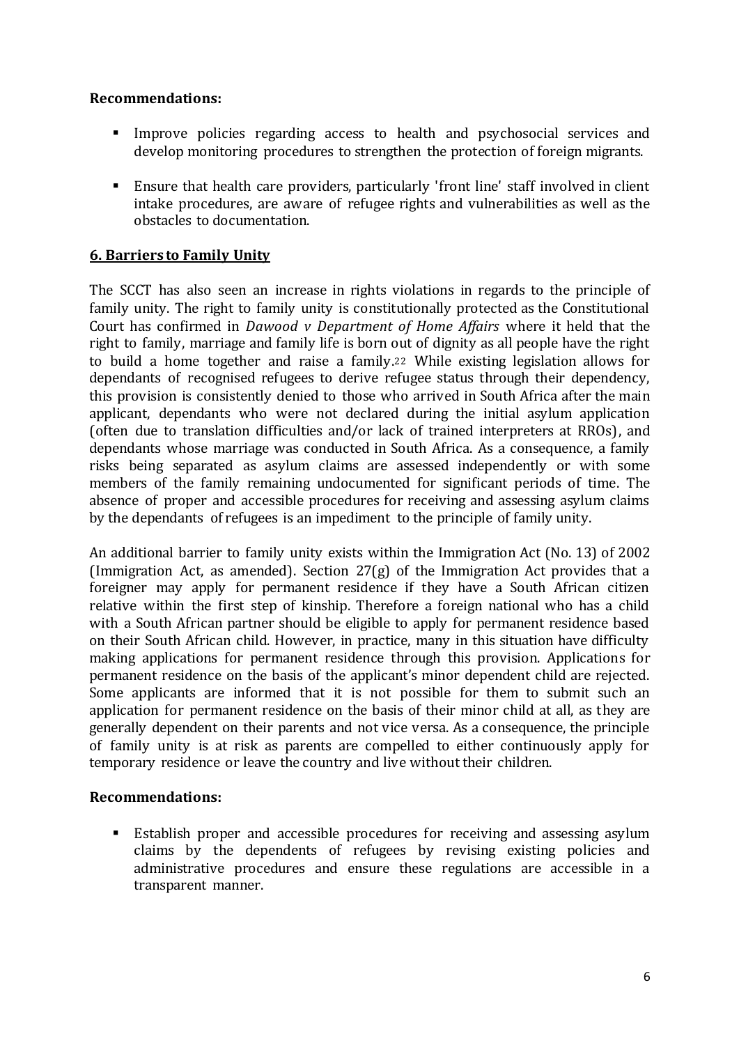**Recommendations:**

- Improve policies regarding access to health and psychosocial services and develop monitoring procedures to strengthen the protection of foreign migrants.
- Ensure that health care providers, particularly 'front line' staff involved in client intake procedures, are aware of refugee rights and vulnerabilities as well as the obstacles to documentation.

## 6. Barriers to Family Unity

The SCCT has also seen an increase in rights violations in regards to the principle of family unity. The right to family unity is constitutionally protected as the Constitutional Court has confirmed in *Dawood v Department of Home Affairs* where it held that the right to family, marriage and family life is born out of dignity as all people have the right to build a home together and raise a family.[22] While existing legislation allows for dependants of recognised refugees to derive refugee status through their dependency, this provision is consistently denied to those who arrived in South Africa after the main applicant, dependants who were not declared during the initial asylum application (often due to translation difficulties and/or lack of trained interpreters at RROs), and dependants whose marriage was conducted in South Africa. As a consequence, a family risks being separated as asylum claims are assessed independently or with some members of the family remaining undocumented for significant periods of time. The absence of proper and accessible procedures for receiving and assessing asylum claims by the dependants of refugees is an impediment to the principle of family unity.

An additional barrier to family unity exists within the Immigration Act (No. 13) of 2002 (Immigration Act, as amended). Section 27(g) of the Immigration Act provides that a foreigner may apply for permanent residence if they have a South African citizen relative within the first step of kinship. Therefore a foreign national who has a child with a South African partner should be eligible to apply for permanent residence based on their South African child. However, in practice, many in this situation have difficulty making applications for permanent residence through this provision. Applications for permanent residence on the basis of the applicant's minor dependent child are rejected. Some applicants are informed that it is not possible for them to submit such an application for permanent residence on the basis of their minor child at all, as they are generally dependent on their parents and not vice versa. As a consequence, the principle of family unity is at risk as parents are compelled to either continuously apply for temporary residence or leave the country and live without their children.

**Recommendations:**

- Establish proper and accessible procedures for receiving and assessing asylum claims by the dependents of refugees by revising existing policies and administrative procedures and ensure these regulations are accessible in a transparent manner.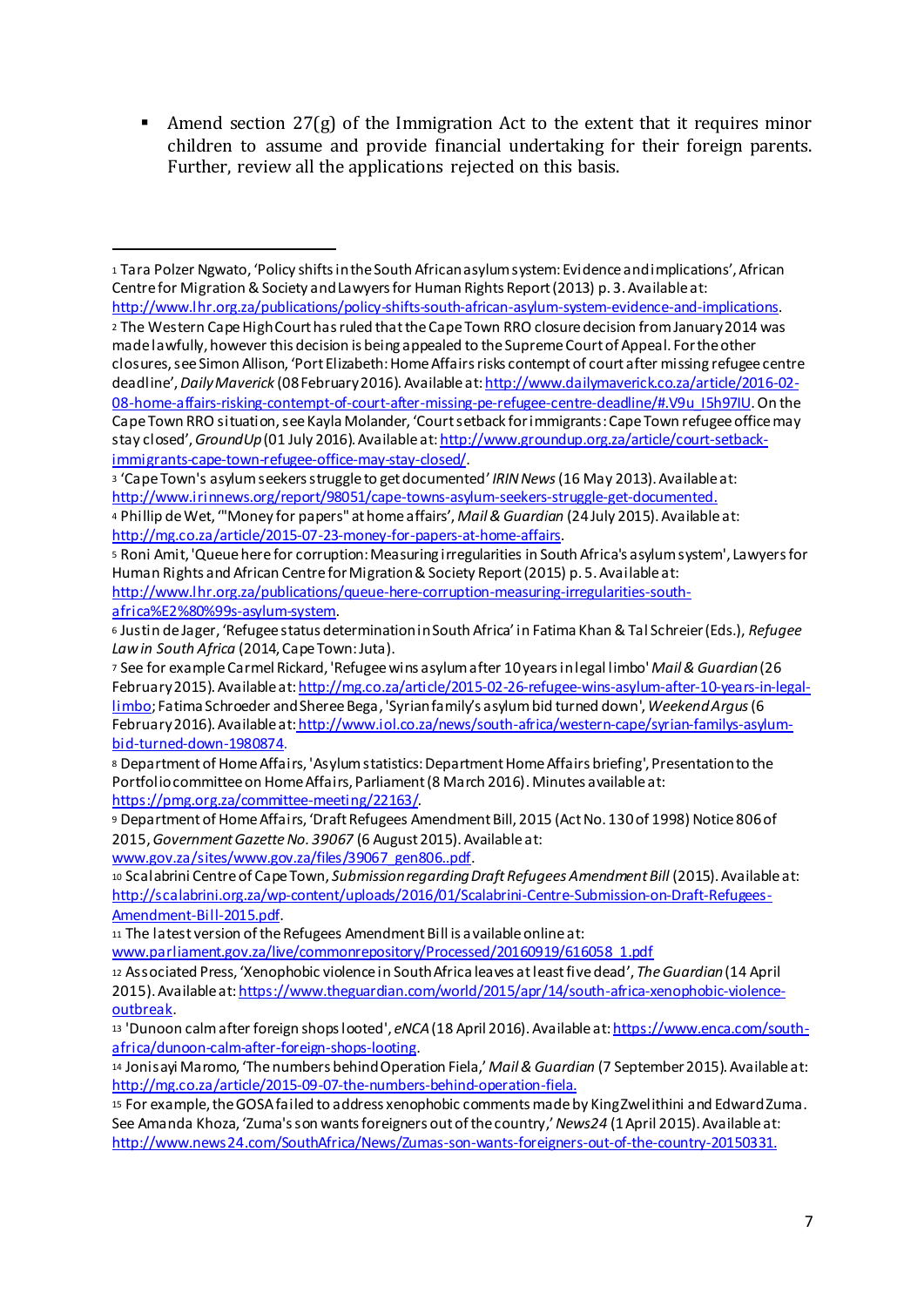- Amend section 27(g) of the Immigration Act to the extent that it requires minor children to assume and provide financial undertaking for their foreign parents. Further, review all the applications rejected on this basis.

---

1 Tara Polzer Ngwato, 'Policy shifts in the South African asylum system: Evidence and implications', African Centre for Migration & Society and Lawyers for Human Rights Report (2013) p. 3. Available at: http://www.lhr.org.za/publications/policy-shifts-south-african-asylum-system-evidence-and-implications.

2 The Western Cape High Court has ruled that the Cape Town RRO closure decision from January 2014 was made lawfully, however this decision is being appealed to the Supreme Court of Appeal. For the other closures, see Simon Allison, 'Port Elizabeth: Home Affairs risks contempt of court after missing refugee centre deadline', *Daily Maverick* (08 February 2016). Available at: http://www.dailymaverick.co.za/article/2016-02-08-home-affairs-risking-contempt-of-court-after-missing-pe-refugee-centre-deadline/#.V9u_I5h97IU. On the Cape Town RRO situation, see Kayla Molander, 'Court setback for immigrants: Cape Town refugee office may stay closed', *GroundUp* (01 July 2016). Available at: http://www.groundup.org.za/article/court-setback-immigrants-cape-town-refugee-office-may-stay-closed/.

3 'Cape Town's asylum seekers struggle to get documented' *IRIN News* (16 May 2013). Available at: http://www.irinnews.org/report/98051/cape-towns-asylum-seekers-struggle-get-documented.

4 Phillip de Wet, '"Money for papers" at home affairs', *Mail & Guardian* (24 July 2015). Available at: http://mg.co.za/article/2015-07-23-money-for-papers-at-home-affairs.

5 Roni Amit, 'Queue here for corruption: Measuring irregularities in South Africa's asylum system', Lawyers for Human Rights and African Centre for Migration & Society Report (2015) p. 5. Available at: http://www.lhr.org.za/publications/queue-here-corruption-measuring-irregularities-south-africa%E2%80%99s-asylum-system.

6 Justin de Jager, 'Refugee status determination in South Africa' in Fatima Khan & Tal Schreier (Eds.), *Refugee Law in South Africa* (2014, Cape Town: Juta).

7 See for example Carmel Rickard, 'Refugee wins asylum after 10 years in legal limbo' *Mail & Guardian* (26 February 2015). Available at: http://mg.co.za/article/2015-02-26-refugee-wins-asylum-after-10-years-in-legal-limbo; Fatima Schroeder and Sheree Bega, 'Syrian family's asylum bid turned down', *Weekend Argus* (6 February 2016). Available at: http://www.iol.co.za/news/south-africa/western-cape/syrian-familys-asylum-bid-turned-down-1980874.

8 Department of Home Affairs, 'Asylum statistics: Department Home Affairs briefing', Presentation to the Portfolio committee on Home Affairs, Parliament (8 March 2016). Minutes available at: https://pmg.org.za/committee-meeting/22163/.

9 Department of Home Affairs, 'Draft Refugees Amendment Bill, 2015 (Act No. 130 of 1998) Notice 806 of 2015, *Government Gazette No. 39067* (6 August 2015). Available at: www.gov.za/sites/www.gov.za/files/39067_gen806..pdf.

10 Scalabrini Centre of Cape Town, *Submission regarding Draft Refugees Amendment Bill* (2015). Available at: http://scalabrini.org.za/wp-content/uploads/2016/01/Scalabrini-Centre-Submission-on-Draft-Refugees-Amendment-Bill-2015.pdf.

11 The latest version of the Refugees Amendment Bill is available online at: www.parliament.gov.za/live/commonrepository/Processed/20160919/616058_1.pdf

12 Associated Press, 'Xenophobic violence in South Africa leaves at least five dead', *The Guardian* (14 April 2015). Available at: https://www.theguardian.com/world/2015/apr/14/south-africa-xenophobic-violence-outbreak.

13 'Dunoon calm after foreign shops looted', *eNCA* (18 April 2016). Available at: https://www.enca.com/south-africa/dunoon-calm-after-foreign-shops-looting.

14 Jonisayi Maromo, 'The numbers behind Operation Fiela,' *Mail & Guardian* (7 September 2015). Available at: http://mg.co.za/article/2015-09-07-the-numbers-behind-operation-fiela.

15 For example, the GOSA failed to address xenophobic comments made by King Zwelithini and Edward Zuma. See Amanda Khoza, 'Zuma's son wants foreigners out of the country,' *News24* (1 April 2015). Available at: http://www.news24.com/SouthAfrica/News/Zumas-son-wants-foreigners-out-of-the-country-20150331.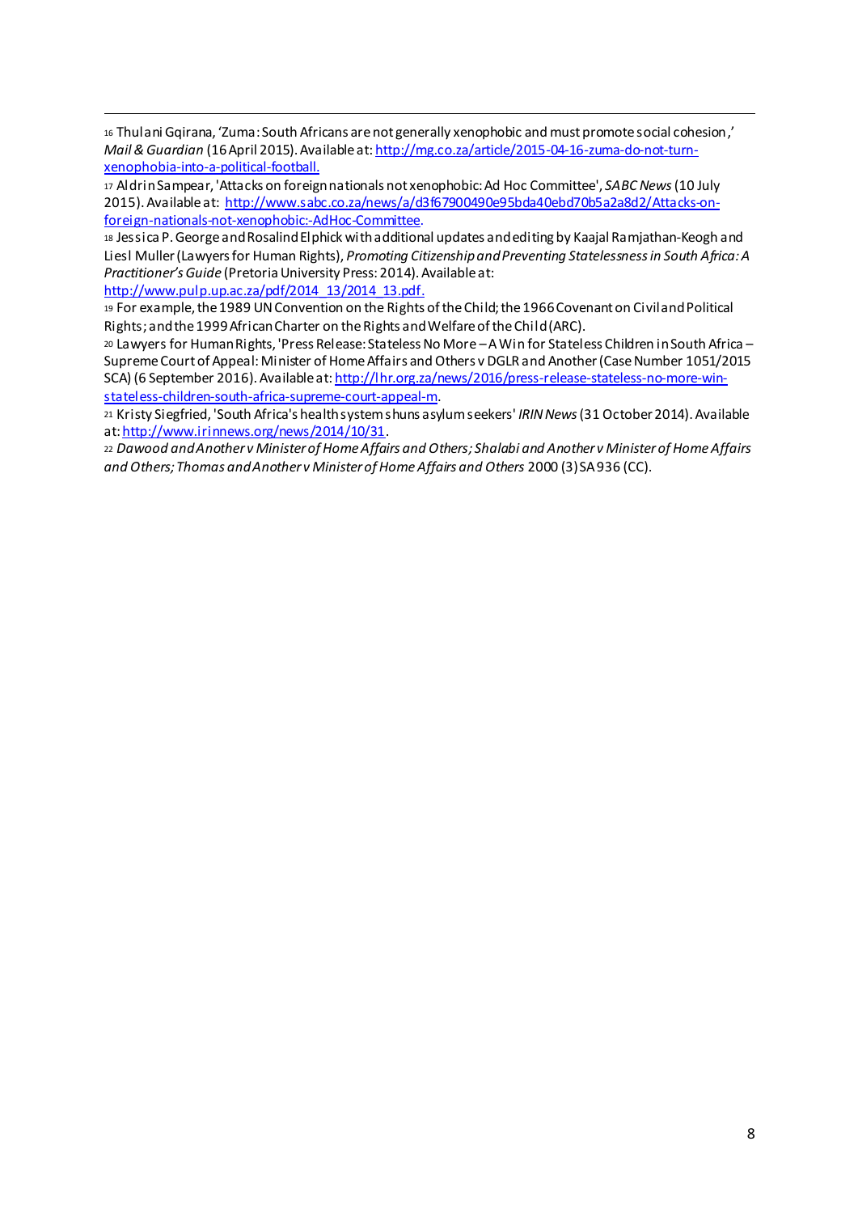[16] Thulani Gqirana, 'Zuma: South Africans are not generally xenophobic and must promote social cohesion,' *Mail & Guardian* (16 April 2015). Available at: [http://mg.co.za/article/2015-04-16-zuma-do-not-turn-xenophobia-into-a-political-football.](http://mg.co.za/article/2015-04-16-zuma-do-not-turn-xenophobia-into-a-political-football)

[17] Aldrin Sampear, 'Attacks on foreign nationals not xenophobic: Ad Hoc Committee', *SABC News* (10 July 2015). Available at: [http://www.sabc.co.za/news/a/d3f67900490e95bda40ebd70b5a2a8d2/Attacks-on-foreign-nationals-not-xenophobic:-AdHoc-Committee](http://www.sabc.co.za/news/a/d3f67900490e95bda40ebd70b5a2a8d2/Attacks-on-foreign-nationals-not-xenophobic:-AdHoc-Committee).

[18] Jessica P. George and Rosalind Elphick with additional updates and editing by Kaajal Ramjathan-Keogh and Liesl Muller (Lawyers for Human Rights), *Promoting Citizenship and Preventing Statelessness in South Africa: A Practitioner's Guide* (Pretoria University Press: 2014). Available at: [http://www.pulp.up.ac.za/pdf/2014_13/2014_13.pdf.](http://www.pulp.up.ac.za/pdf/2014_13/2014_13.pdf)

[19] For example, the 1989 UN Convention on the Rights of the Child; the 1966 Covenant on Civil and Political Rights; and the 1999 African Charter on the Rights and Welfare of the Child (ARC).

[20] Lawyers for Human Rights, 'Press Release: Stateless No More – A Win for Stateless Children in South Africa – Supreme Court of Appeal: Minister of Home Affairs and Others v DGLR and Another (Case Number 1051/2015 SCA) (6 September 2016). Available at: [http://lhr.org.za/news/2016/press-release-stateless-no-more-win-stateless-children-south-africa-supreme-court-appeal-m](http://lhr.org.za/news/2016/press-release-stateless-no-more-win-stateless-children-south-africa-supreme-court-appeal-m).

[21] Kristy Siegfried, 'South Africa's health system shuns asylum seekers' *IRIN News* (31 October 2014). Available at: [http://www.irinnews.org/news/2014/10/31](http://www.irinnews.org/news/2014/10/31).

[22] *Dawood and Another v Minister of Home Affairs and Others; Shalabi and Another v Minister of Home Affairs and Others; Thomas and Another v Minister of Home Affairs and Others* 2000 (3) SA 936 (CC).